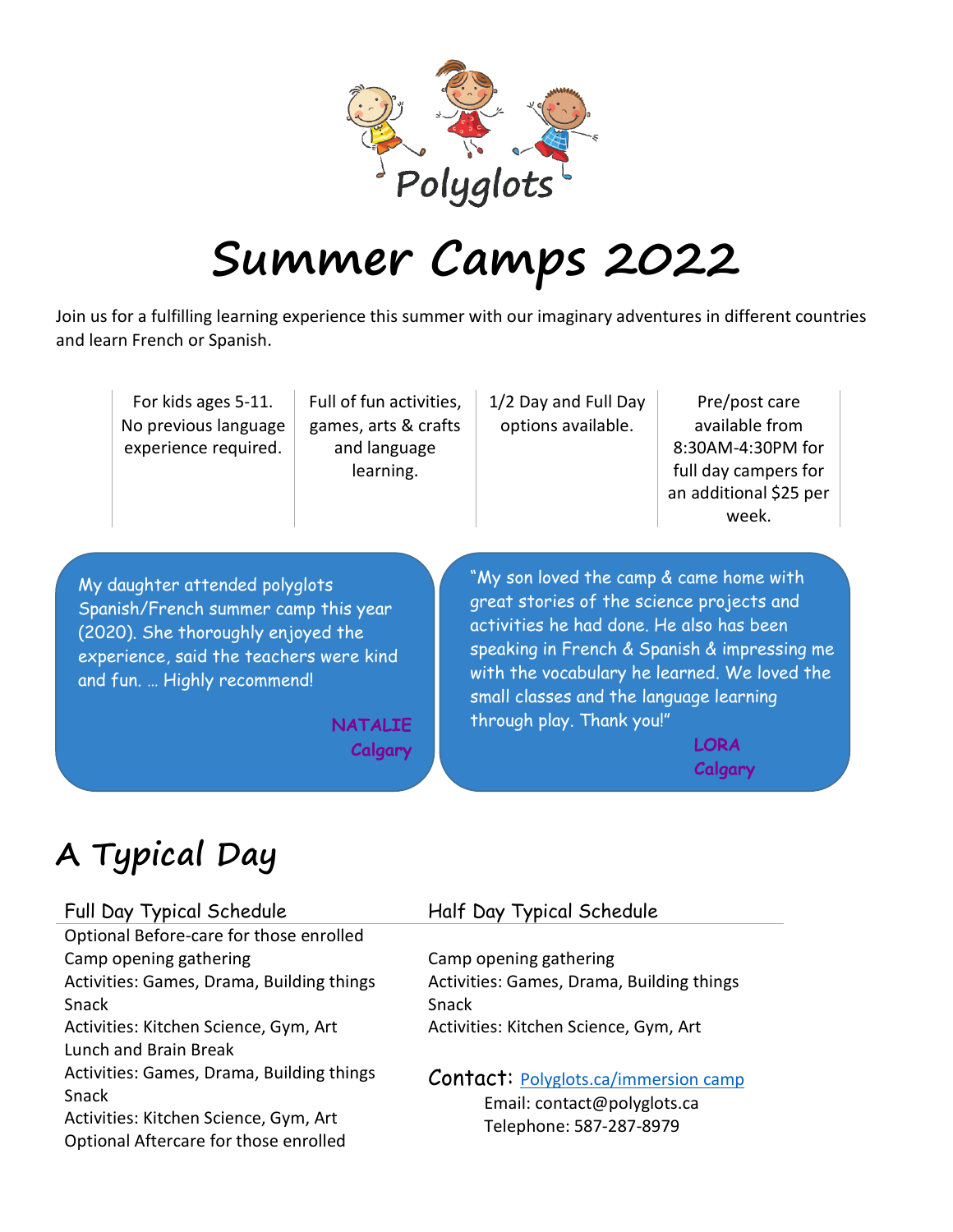Polyglots

# Summer Camps 2022

Join us for a fulfilling learning experience this summer with our imaginary adventures in different countries and learn French or Spanish.

| For kids ages 5-11. No previous language experience required. | Full of fun activities, games, arts & crafts and language learning. | 1/2 Day and Full Day options available. | Pre/post care available from 8:30AM-4:30PM for full day campers for an additional $25 per week. |
|---|---|---|---|

My daughter attended polyglots Spanish/French summer camp this year (2020). She thoroughly enjoyed the experience, said the teachers were kind and fun. … Highly recommend!

**NATALIE**
**Calgary**

"My son loved the camp & came home with great stories of the science projects and activities he had done. He also has been speaking in French & Spanish & impressing me with the vocabulary he learned. We loved the small classes and the language learning through play. Thank you!"

**LORA**
**Calgary**

## A Typical Day

### Full Day Typical Schedule

Optional Before-care for those enrolled
Camp opening gathering
Activities: Games, Drama, Building things
Snack
Activities: Kitchen Science, Gym, Art
Lunch and Brain Break
Activities: Games, Drama, Building things
Snack
Activities: Kitchen Science, Gym, Art
Optional Aftercare for those enrolled

### Half Day Typical Schedule

Camp opening gathering
Activities: Games, Drama, Building things
Snack
Activities: Kitchen Science, Gym, Art

### Contact: [Polyglots.ca/immersion camp](Polyglots.ca/immersion camp)

Email: contact@polyglots.ca
Telephone: 587-287-8979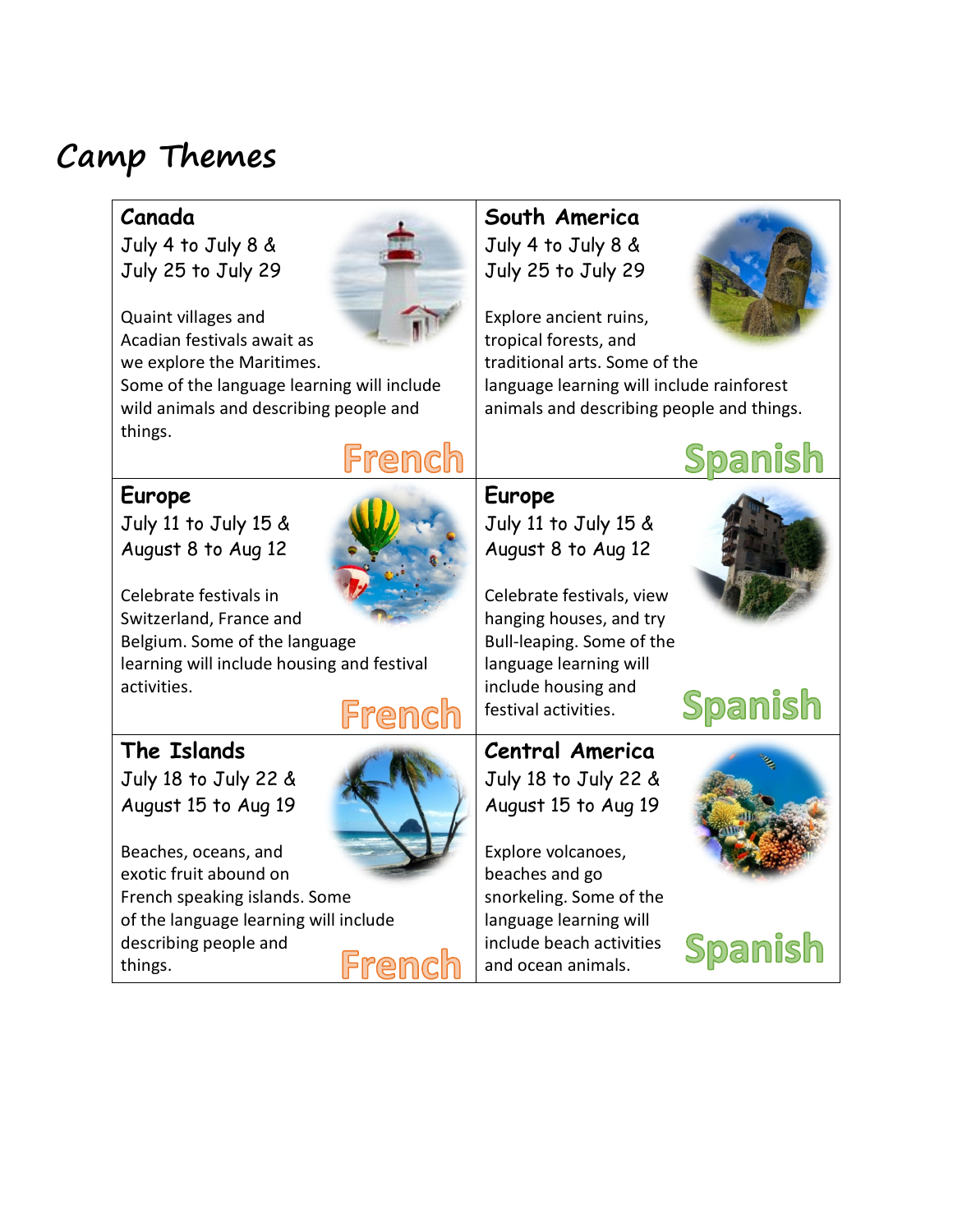# Camp Themes

| **Canada**<br>July 4 to July 8 &<br>July 25 to July 29<br><br>Quaint villages and Acadian festivals await as we explore the Maritimes. Some of the language learning will include wild animals and describing people and things.<br><br>French | **South America**<br>July 4 to July 8 &<br>July 25 to July 29<br><br>Explore ancient ruins, tropical forests, and traditional arts. Some of the language learning will include rainforest animals and describing people and things.<br><br>Spanish |
|---|---|
| **Europe**<br>July 11 to July 15 &<br>August 8 to Aug 12<br><br>Celebrate festivals in Switzerland, France and Belgium. Some of the language learning will include housing and festival activities.<br><br>French | **Europe**<br>July 11 to July 15 &<br>August 8 to Aug 12<br><br>Celebrate festivals, view hanging houses, and try Bull-leaping. Some of the language learning will include housing and festival activities.<br><br>Spanish |
| **The Islands**<br>July 18 to July 22 &<br>August 15 to Aug 19<br><br>Beaches, oceans, and exotic fruit abound on French speaking islands. Some of the language learning will include describing people and things.<br><br>French | **Central America**<br>July 18 to July 22 &<br>August 15 to Aug 19<br><br>Explore volcanoes, beaches and go snorkeling. Some of the language learning will include beach activities and ocean animals.<br><br>Spanish |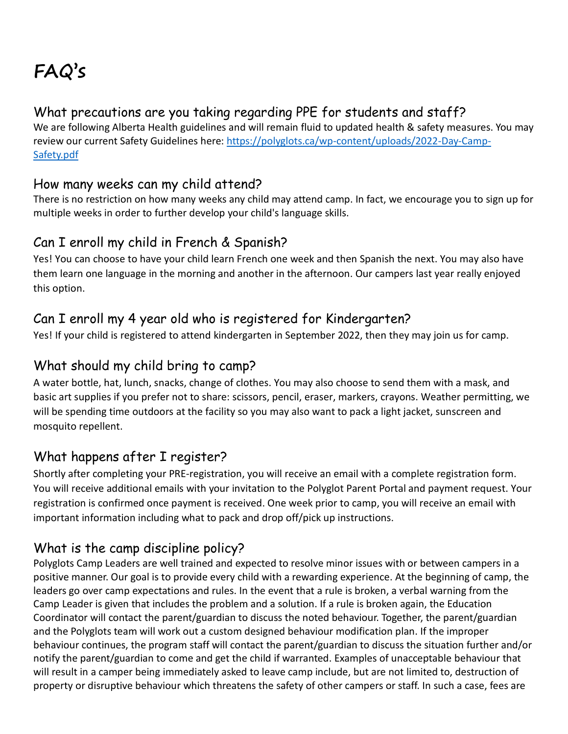# FAQ's

## What precautions are you taking regarding PPE for students and staff?

We are following Alberta Health guidelines and will remain fluid to updated health & safety measures. You may review our current Safety Guidelines here: [https://polyglots.ca/wp-content/uploads/2022-Day-Camp-Safety.pdf](https://polyglots.ca/wp-content/uploads/2022-Day-Camp-Safety.pdf)

## How many weeks can my child attend?

There is no restriction on how many weeks any child may attend camp. In fact, we encourage you to sign up for multiple weeks in order to further develop your child's language skills.

## Can I enroll my child in French & Spanish?

Yes! You can choose to have your child learn French one week and then Spanish the next. You may also have them learn one language in the morning and another in the afternoon. Our campers last year really enjoyed this option.

## Can I enroll my 4 year old who is registered for Kindergarten?

Yes! If your child is registered to attend kindergarten in September 2022, then they may join us for camp.

## What should my child bring to camp?

A water bottle, hat, lunch, snacks, change of clothes. You may also choose to send them with a mask, and basic art supplies if you prefer not to share: scissors, pencil, eraser, markers, crayons. Weather permitting, we will be spending time outdoors at the facility so you may also want to pack a light jacket, sunscreen and mosquito repellent.

## What happens after I register?

Shortly after completing your PRE-registration, you will receive an email with a complete registration form. You will receive additional emails with your invitation to the Polyglot Parent Portal and payment request. Your registration is confirmed once payment is received. One week prior to camp, you will receive an email with important information including what to pack and drop off/pick up instructions.

## What is the camp discipline policy?

Polyglots Camp Leaders are well trained and expected to resolve minor issues with or between campers in a positive manner. Our goal is to provide every child with a rewarding experience. At the beginning of camp, the leaders go over camp expectations and rules. In the event that a rule is broken, a verbal warning from the Camp Leader is given that includes the problem and a solution. If a rule is broken again, the Education Coordinator will contact the parent/guardian to discuss the noted behaviour. Together, the parent/guardian and the Polyglots team will work out a custom designed behaviour modification plan. If the improper behaviour continues, the program staff will contact the parent/guardian to discuss the situation further and/or notify the parent/guardian to come and get the child if warranted. Examples of unacceptable behaviour that will result in a camper being immediately asked to leave camp include, but are not limited to, destruction of property or disruptive behaviour which threatens the safety of other campers or staff. In such a case, fees are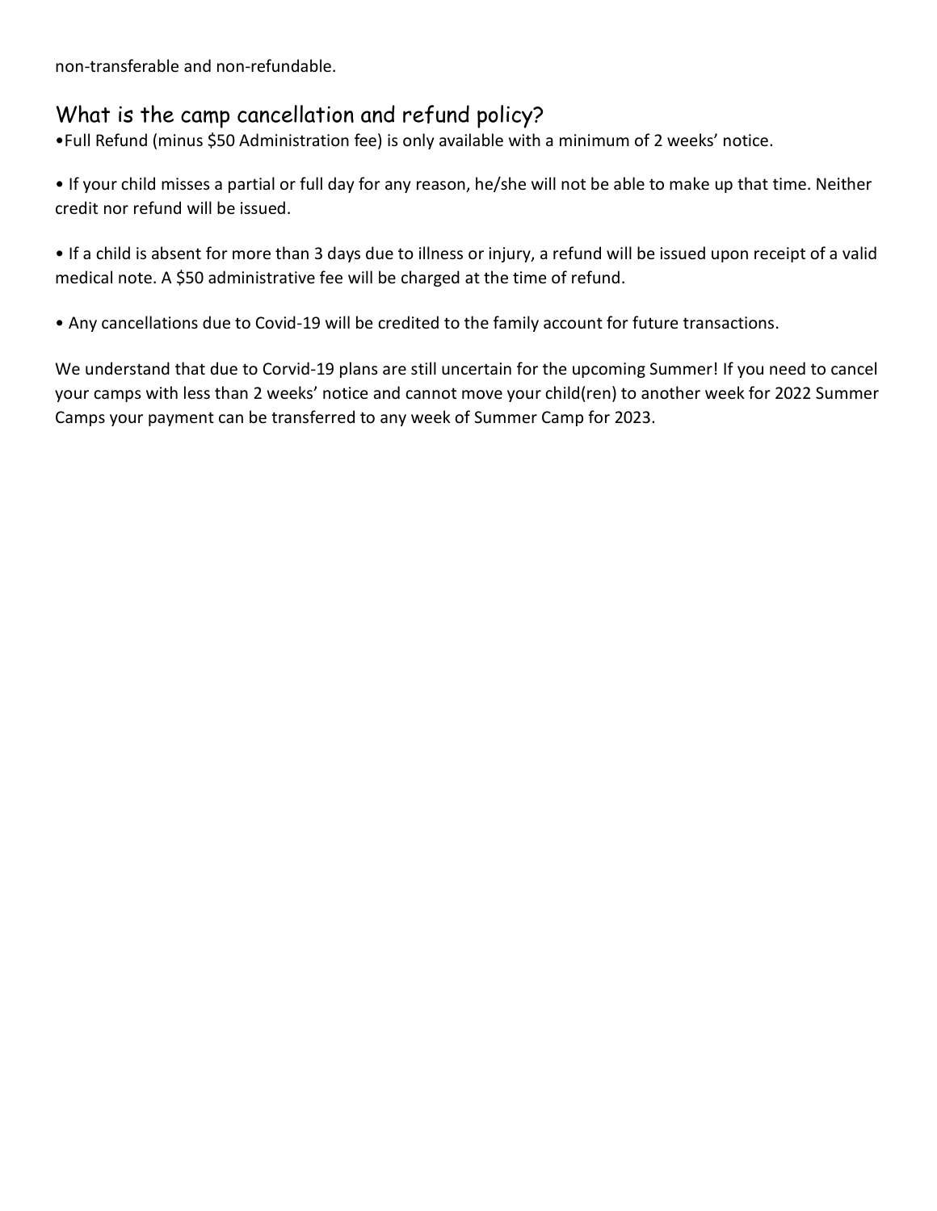non-transferable and non-refundable.

## What is the camp cancellation and refund policy?

•Full Refund (minus $50 Administration fee) is only available with a minimum of 2 weeks' notice.

• If your child misses a partial or full day for any reason, he/she will not be able to make up that time. Neither credit nor refund will be issued.

• If a child is absent for more than 3 days due to illness or injury, a refund will be issued upon receipt of a valid medical note. A $50 administrative fee will be charged at the time of refund.

• Any cancellations due to Covid-19 will be credited to the family account for future transactions.

We understand that due to Corvid-19 plans are still uncertain for the upcoming Summer! If you need to cancel your camps with less than 2 weeks' notice and cannot move your child(ren) to another week for 2022 Summer Camps your payment can be transferred to any week of Summer Camp for 2023.